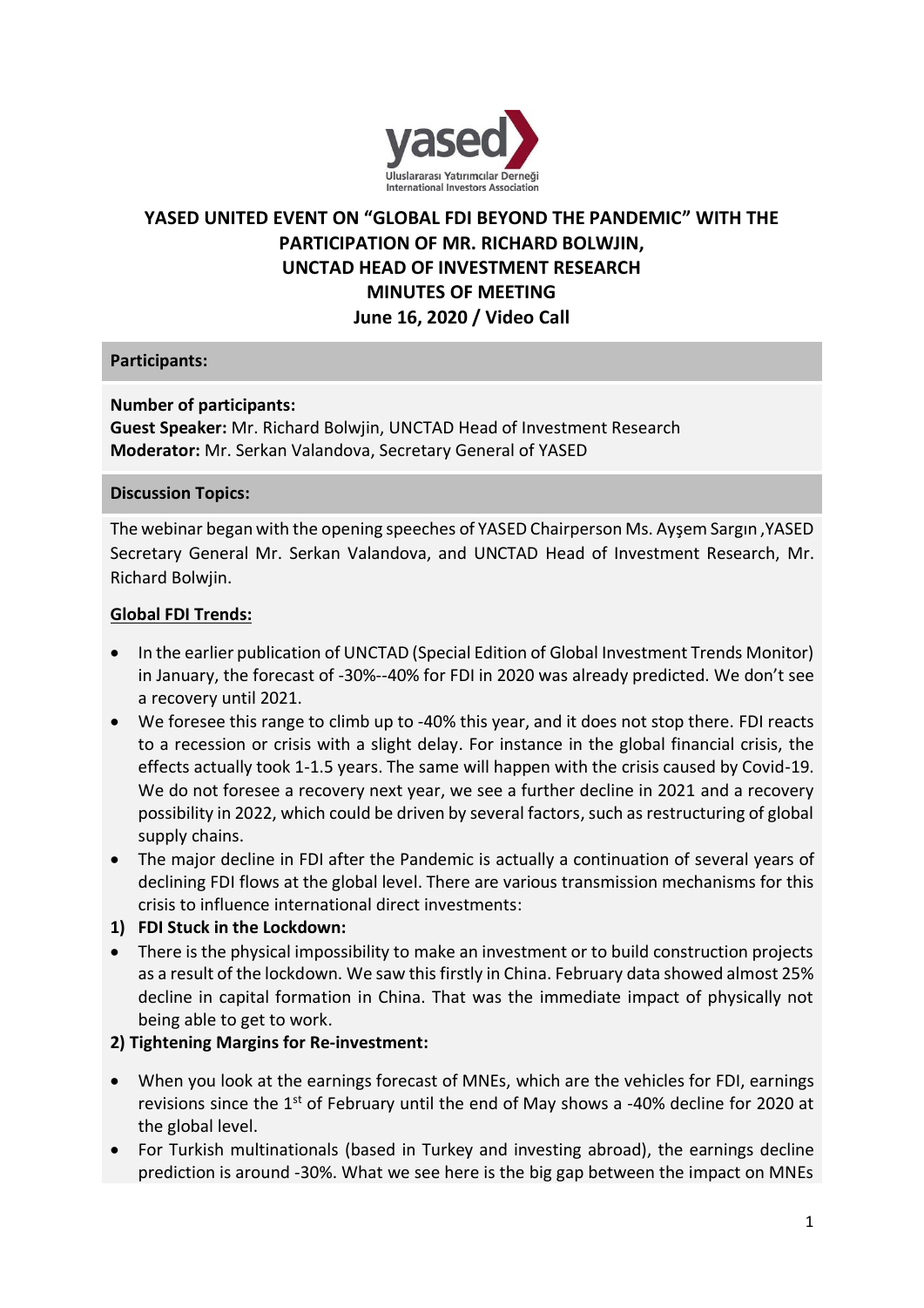# YASED UNITED EVENT ON "GLOBAL FDI BEYOND THE PANDEMIC" WITH THE PARTICIPATION OF MR. RICHARD BOLWJIN, UNCTAD HEAD OF INVESTMENT RESEARCH MINUTES OF MEETING

**June 16, 2020 / Video Call**

### Participants:

**Number of participants:**
**Guest Speaker:** Mr. Richard Bolwjin, UNCTAD Head of Investment Research
**Moderator:** Mr. Serkan Valandova, Secretary General of YASED

### Discussion Topics:

The webinar began with the opening speeches of YASED Chairperson Ms. Ayşem Sargın ,YASED Secretary General Mr. Serkan Valandova, and UNCTAD Head of Investment Research, Mr. Richard Bolwjin.

**Global FDI Trends:**

- In the earlier publication of UNCTAD (Special Edition of Global Investment Trends Monitor) in January, the forecast of -30%--40% for FDI in 2020 was already predicted. We don't see a recovery until 2021.
- We foresee this range to climb up to -40% this year, and it does not stop there. FDI reacts to a recession or crisis with a slight delay. For instance in the global financial crisis, the effects actually took 1-1.5 years. The same will happen with the crisis caused by Covid-19. We do not foresee a recovery next year, we see a further decline in 2021 and a recovery possibility in 2022, which could be driven by several factors, such as restructuring of global supply chains.
- The major decline in FDI after the Pandemic is actually a continuation of several years of declining FDI flows at the global level. There are various transmission mechanisms for this crisis to influence international direct investments:

**1) FDI Stuck in the Lockdown:**

- There is the physical impossibility to make an investment or to build construction projects as a result of the lockdown. We saw this firstly in China. February data showed almost 25% decline in capital formation in China. That was the immediate impact of physically not being able to get to work.

**2) Tightening Margins for Re-investment:**

- When you look at the earnings forecast of MNEs, which are the vehicles for FDI, earnings revisions since the 1st of February until the end of May shows a -40% decline for 2020 at the global level.
- For Turkish multinationals (based in Turkey and investing abroad), the earnings decline prediction is around -30%. What we see here is the big gap between the impact on MNEs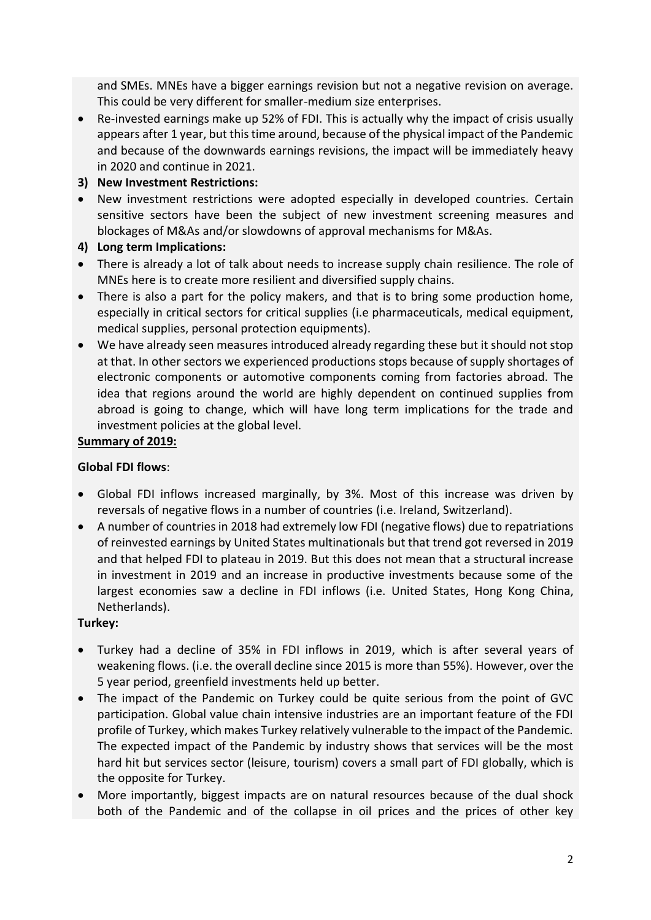and SMEs. MNEs have a bigger earnings revision but not a negative revision on average. This could be very different for smaller-medium size enterprises.

- Re-invested earnings make up 52% of FDI. This is actually why the impact of crisis usually appears after 1 year, but this time around, because of the physical impact of the Pandemic and because of the downwards earnings revisions, the impact will be immediately heavy in 2020 and continue in 2021.

**3) New Investment Restrictions:**

- New investment restrictions were adopted especially in developed countries. Certain sensitive sectors have been the subject of new investment screening measures and blockages of M&As and/or slowdowns of approval mechanisms for M&As.

**4) Long term Implications:**

- There is already a lot of talk about needs to increase supply chain resilience. The role of MNEs here is to create more resilient and diversified supply chains.
- There is also a part for the policy makers, and that is to bring some production home, especially in critical sectors for critical supplies (i.e pharmaceuticals, medical equipment, medical supplies, personal protection equipments).
- We have already seen measures introduced already regarding these but it should not stop at that. In other sectors we experienced productions stops because of supply shortages of electronic components or automotive components coming from factories abroad. The idea that regions around the world are highly dependent on continued supplies from abroad is going to change, which will have long term implications for the trade and investment policies at the global level.

**<u>Summary of 2019:</u>**

**Global FDI flows**:

- Global FDI inflows increased marginally, by 3%. Most of this increase was driven by reversals of negative flows in a number of countries (i.e. Ireland, Switzerland).
- A number of countries in 2018 had extremely low FDI (negative flows) due to repatriations of reinvested earnings by United States multinationals but that trend got reversed in 2019 and that helped FDI to plateau in 2019. But this does not mean that a structural increase in investment in 2019 and an increase in productive investments because some of the largest economies saw a decline in FDI inflows (i.e. United States, Hong Kong China, Netherlands).

**Turkey:**

- Turkey had a decline of 35% in FDI inflows in 2019, which is after several years of weakening flows. (i.e. the overall decline since 2015 is more than 55%). However, over the 5 year period, greenfield investments held up better.
- The impact of the Pandemic on Turkey could be quite serious from the point of GVC participation. Global value chain intensive industries are an important feature of the FDI profile of Turkey, which makes Turkey relatively vulnerable to the impact of the Pandemic. The expected impact of the Pandemic by industry shows that services will be the most hard hit but services sector (leisure, tourism) covers a small part of FDI globally, which is the opposite for Turkey.
- More importantly, biggest impacts are on natural resources because of the dual shock both of the Pandemic and of the collapse in oil prices and the prices of other key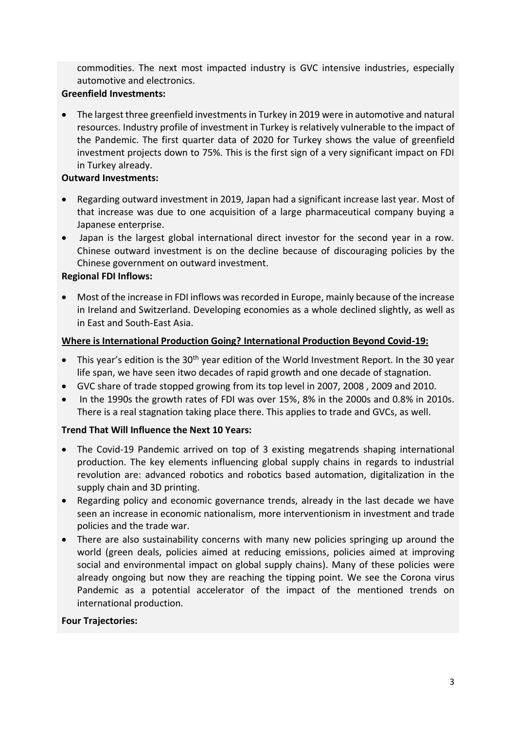commodities. The next most impacted industry is GVC intensive industries, especially automotive and electronics.

**Greenfield Investments:**

- The largest three greenfield investments in Turkey in 2019 were in automotive and natural resources. Industry profile of investment in Turkey is relatively vulnerable to the impact of the Pandemic. The first quarter data of 2020 for Turkey shows the value of greenfield investment projects down to 75%. This is the first sign of a very significant impact on FDI in Turkey already.

**Outward Investments:**

- Regarding outward investment in 2019, Japan had a significant increase last year. Most of that increase was due to one acquisition of a large pharmaceutical company buying a Japanese enterprise.
- Japan is the largest global international direct investor for the second year in a row. Chinese outward investment is on the decline because of discouraging policies by the Chinese government on outward investment.

**Regional FDI Inflows:**

- Most of the increase in FDI inflows was recorded in Europe, mainly because of the increase in Ireland and Switzerland. Developing economies as a whole declined slightly, as well as in East and South-East Asia.

**<u>Where is International Production Going? International Production Beyond Covid-19:</u>**

- This year's edition is the 30th year edition of the World Investment Report. In the 30 year life span, we have seen itwo decades of rapid growth and one decade of stagnation.
- GVC share of trade stopped growing from its top level in 2007, 2008 , 2009 and 2010.
- In the 1990s the growth rates of FDI was over 15%, 8% in the 2000s and 0.8% in 2010s. There is a real stagnation taking place there. This applies to trade and GVCs, as well.

**Trend That Will Influence the Next 10 Years:**

- The Covid-19 Pandemic arrived on top of 3 existing megatrends shaping international production. The key elements influencing global supply chains in regards to industrial revolution are: advanced robotics and robotics based automation, digitalization in the supply chain and 3D printing.
- Regarding policy and economic governance trends, already in the last decade we have seen an increase in economic nationalism, more interventionism in investment and trade policies and the trade war.
- There are also sustainability concerns with many new policies springing up around the world (green deals, policies aimed at reducing emissions, policies aimed at improving social and environmental impact on global supply chains). Many of these policies were already ongoing but now they are reaching the tipping point. We see the Corona virus Pandemic as a potential accelerator of the impact of the mentioned trends on international production.

**Four Trajectories:**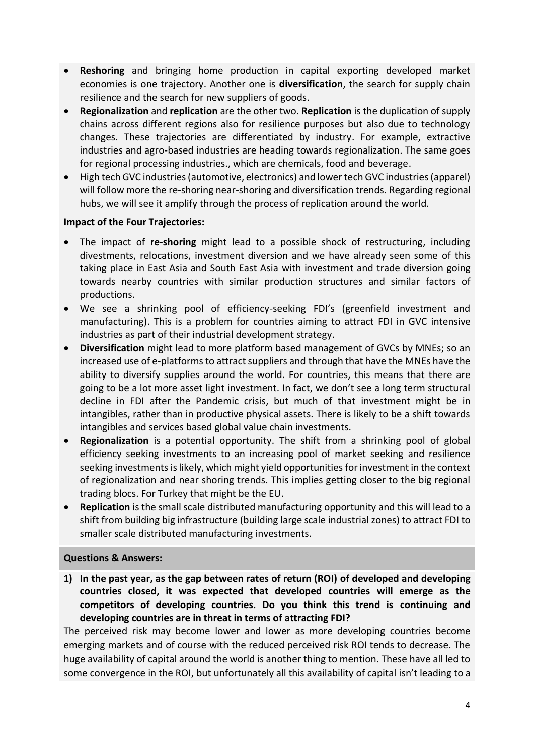- **Reshoring** and bringing home production in capital exporting developed market economies is one trajectory. Another one is **diversification**, the search for supply chain resilience and the search for new suppliers of goods.
- **Regionalization** and **replication** are the other two. **Replication** is the duplication of supply chains across different regions also for resilience purposes but also due to technology changes. These trajectories are differentiated by industry. For example, extractive industries and agro-based industries are heading towards regionalization. The same goes for regional processing industries., which are chemicals, food and beverage.
- High tech GVC industries (automotive, electronics) and lower tech GVC industries (apparel) will follow more the re-shoring near-shoring and diversification trends. Regarding regional hubs, we will see it amplify through the process of replication around the world.

**Impact of the Four Trajectories:**

- The impact of **re-shoring** might lead to a possible shock of restructuring, including divestments, relocations, investment diversion and we have already seen some of this taking place in East Asia and South East Asia with investment and trade diversion going towards nearby countries with similar production structures and similar factors of productions.
- We see a shrinking pool of efficiency-seeking FDI's (greenfield investment and manufacturing). This is a problem for countries aiming to attract FDI in GVC intensive industries as part of their industrial development strategy.
- **Diversification** might lead to more platform based management of GVCs by MNEs; so an increased use of e-platforms to attract suppliers and through that have the MNEs have the ability to diversify supplies around the world. For countries, this means that there are going to be a lot more asset light investment. In fact, we don't see a long term structural decline in FDI after the Pandemic crisis, but much of that investment might be in intangibles, rather than in productive physical assets. There is likely to be a shift towards intangibles and services based global value chain investments.
- **Regionalization** is a potential opportunity. The shift from a shrinking pool of global efficiency seeking investments to an increasing pool of market seeking and resilience seeking investments is likely, which might yield opportunities for investment in the context of regionalization and near shoring trends. This implies getting closer to the big regional trading blocs. For Turkey that might be the EU.
- **Replication** is the small scale distributed manufacturing opportunity and this will lead to a shift from building big infrastructure (building large scale industrial zones) to attract FDI to smaller scale distributed manufacturing investments.

**Questions & Answers:**

**1) In the past year, as the gap between rates of return (ROI) of developed and developing countries closed, it was expected that developed countries will emerge as the competitors of developing countries. Do you think this trend is continuing and developing countries are in threat in terms of attracting FDI?**

The perceived risk may become lower and lower as more developing countries become emerging markets and of course with the reduced perceived risk ROI tends to decrease. The huge availability of capital around the world is another thing to mention. These have all led to some convergence in the ROI, but unfortunately all this availability of capital isn't leading to a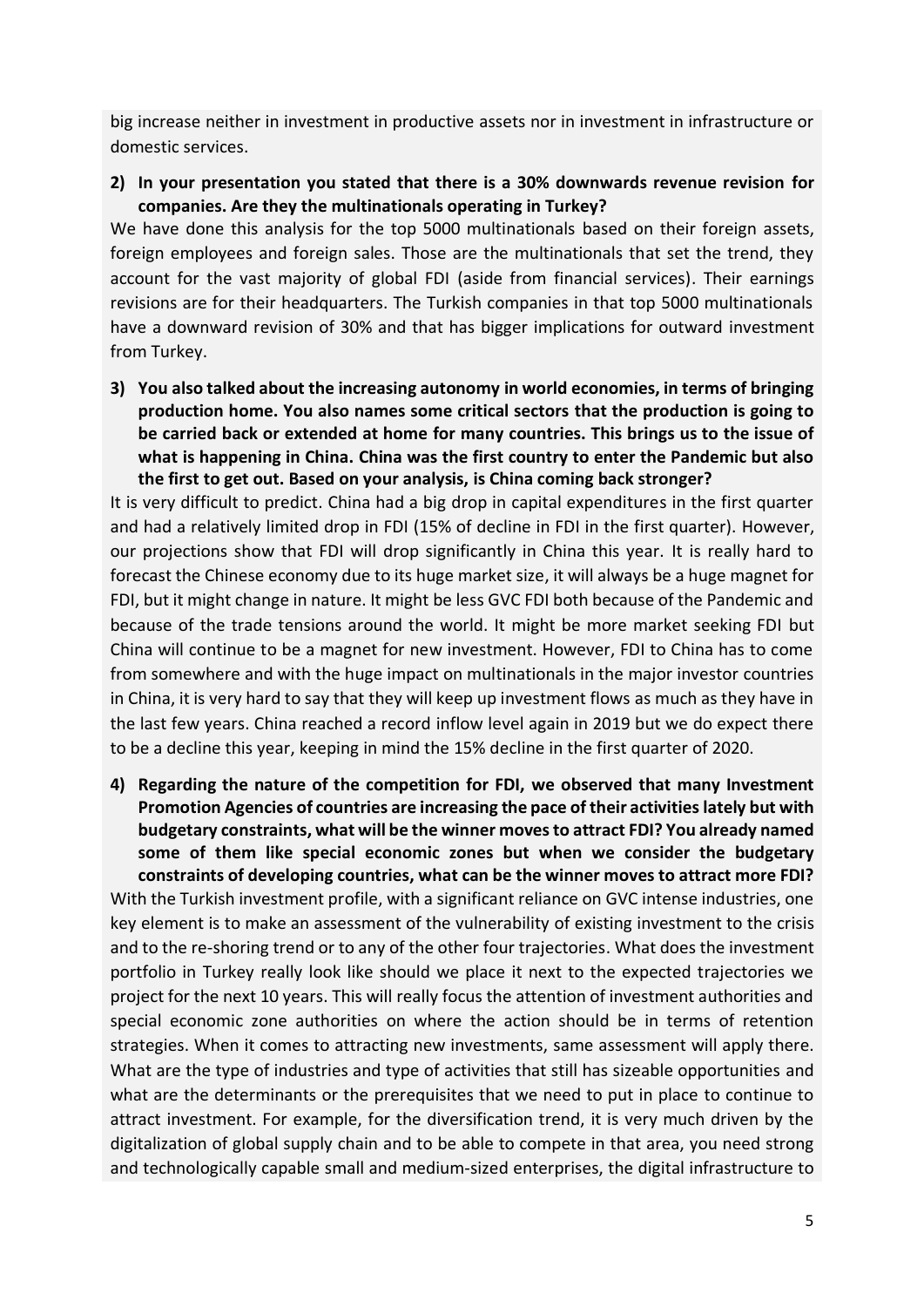big increase neither in investment in productive assets nor in investment in infrastructure or domestic services.

2) **In your presentation you stated that there is a 30% downwards revenue revision for companies. Are they the multinationals operating in Turkey?**

We have done this analysis for the top 5000 multinationals based on their foreign assets, foreign employees and foreign sales. Those are the multinationals that set the trend, they account for the vast majority of global FDI (aside from financial services). Their earnings revisions are for their headquarters. The Turkish companies in that top 5000 multinationals have a downward revision of 30% and that has bigger implications for outward investment from Turkey.

3) **You also talked about the increasing autonomy in world economies, in terms of bringing production home. You also names some critical sectors that the production is going to be carried back or extended at home for many countries. This brings us to the issue of what is happening in China. China was the first country to enter the Pandemic but also the first to get out. Based on your analysis, is China coming back stronger?**

It is very difficult to predict. China had a big drop in capital expenditures in the first quarter and had a relatively limited drop in FDI (15% of decline in FDI in the first quarter). However, our projections show that FDI will drop significantly in China this year. It is really hard to forecast the Chinese economy due to its huge market size, it will always be a huge magnet for FDI, but it might change in nature. It might be less GVC FDI both because of the Pandemic and because of the trade tensions around the world. It might be more market seeking FDI but China will continue to be a magnet for new investment. However, FDI to China has to come from somewhere and with the huge impact on multinationals in the major investor countries in China, it is very hard to say that they will keep up investment flows as much as they have in the last few years. China reached a record inflow level again in 2019 but we do expect there to be a decline this year, keeping in mind the 15% decline in the first quarter of 2020.

4) **Regarding the nature of the competition for FDI, we observed that many Investment Promotion Agencies of countries are increasing the pace of their activities lately but with budgetary constraints, what will be the winner moves to attract FDI? You already named some of them like special economic zones but when we consider the budgetary constraints of developing countries, what can be the winner moves to attract more FDI?**

With the Turkish investment profile, with a significant reliance on GVC intense industries, one key element is to make an assessment of the vulnerability of existing investment to the crisis and to the re-shoring trend or to any of the other four trajectories. What does the investment portfolio in Turkey really look like should we place it next to the expected trajectories we project for the next 10 years. This will really focus the attention of investment authorities and special economic zone authorities on where the action should be in terms of retention strategies. When it comes to attracting new investments, same assessment will apply there. What are the type of industries and type of activities that still has sizeable opportunities and what are the determinants or the prerequisites that we need to put in place to continue to attract investment. For example, for the diversification trend, it is very much driven by the digitalization of global supply chain and to be able to compete in that area, you need strong and technologically capable small and medium-sized enterprises, the digital infrastructure to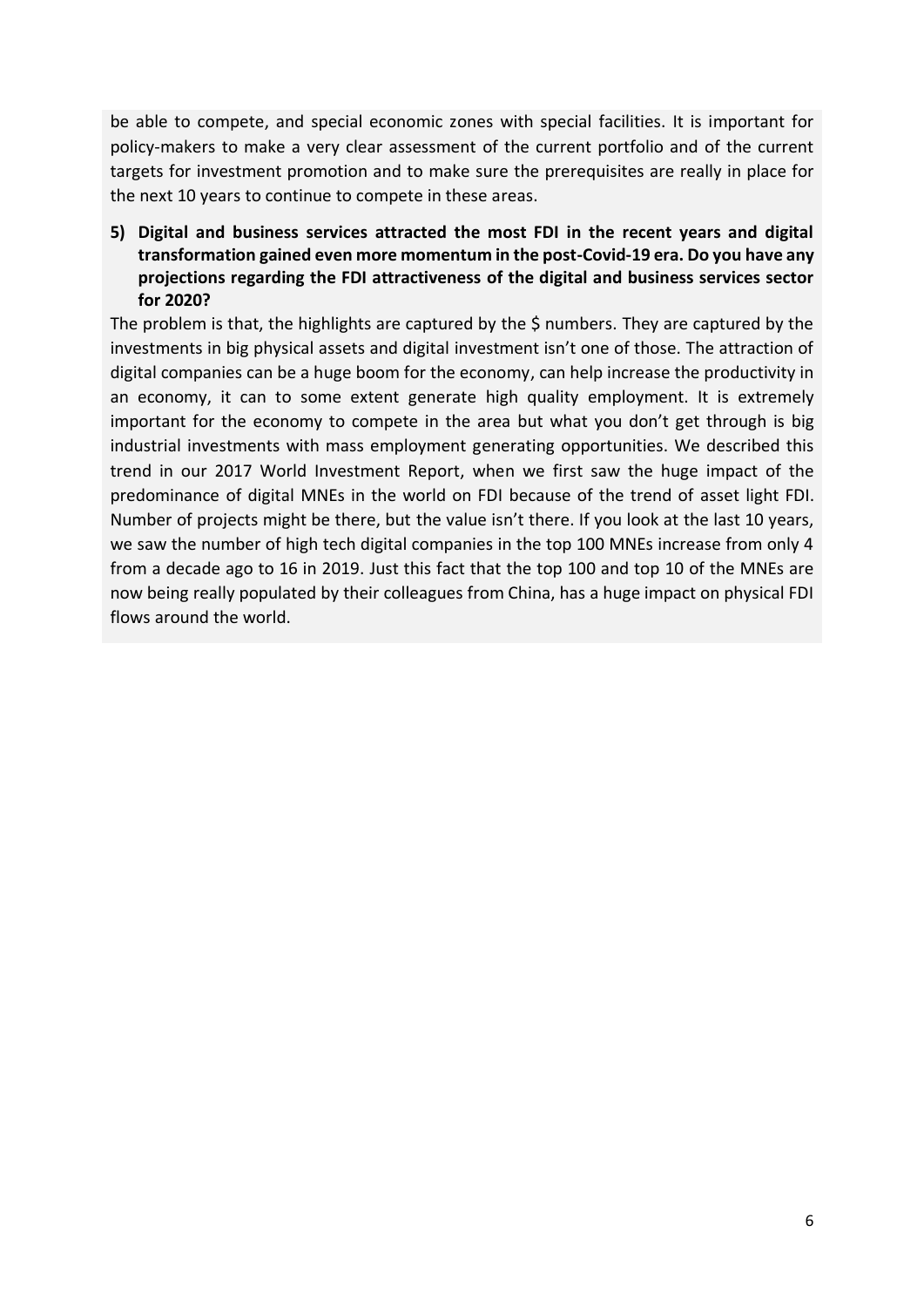be able to compete, and special economic zones with special facilities. It is important for policy-makers to make a very clear assessment of the current portfolio and of the current targets for investment promotion and to make sure the prerequisites are really in place for the next 10 years to continue to compete in these areas.

**5) Digital and business services attracted the most FDI in the recent years and digital transformation gained even more momentum in the post-Covid-19 era. Do you have any projections regarding the FDI attractiveness of the digital and business services sector for 2020?**

The problem is that, the highlights are captured by the $ numbers. They are captured by the investments in big physical assets and digital investment isn't one of those. The attraction of digital companies can be a huge boom for the economy, can help increase the productivity in an economy, it can to some extent generate high quality employment. It is extremely important for the economy to compete in the area but what you don't get through is big industrial investments with mass employment generating opportunities. We described this trend in our 2017 World Investment Report, when we first saw the huge impact of the predominance of digital MNEs in the world on FDI because of the trend of asset light FDI. Number of projects might be there, but the value isn't there. If you look at the last 10 years, we saw the number of high tech digital companies in the top 100 MNEs increase from only 4 from a decade ago to 16 in 2019. Just this fact that the top 100 and top 10 of the MNEs are now being really populated by their colleagues from China, has a huge impact on physical FDI flows around the world.